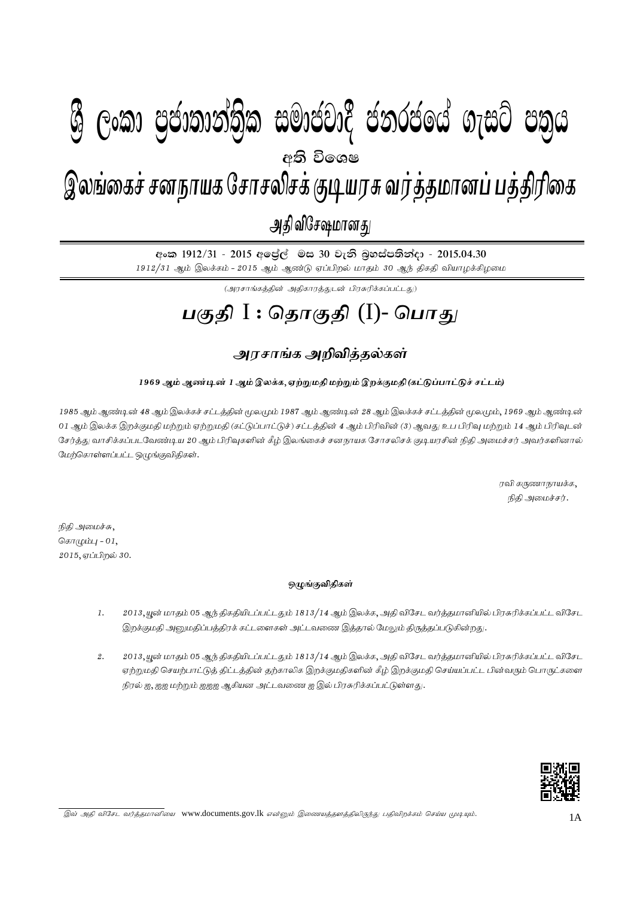# ශ්‍රී ලංකා ප්‍රජාතාන්ත්‍රික සමාජවාදී ජනරජයේ ගැසට් පත්‍රය

අති විශෙෂ

# இலங்கைச் சனநாயக சோசலிசக் குடியரசு வர்த்தமானப் பத்திரிகை

அதி விசேஷமானது

අංක 1912/31 - 2015 අප්‍රේල් මස 30 වැනි බ්‍රහස්පතින්දා - 2015.04.30

*1912/31 ஆம் இலக்கம் - 2015 ஆம் ஆண்டு ஏப்பிறல் மாதம் 30 ஆந் திகதி வியாழக்கிழமை*

*(அரசாங்கத்தின் அதிகாரத்துடன் பிரசுரிக்கப்பட்டது)*

# பகுதி I : தொகுதி (I)- பொது

## அரசாங்க அறிவித்தல்கள்

### 1969 ஆம் ஆண்டின் 1 ஆம் இலக்க, ஏற்றுமதி மற்றும் இறக்குமதி (கட்டுப்பாட்டுச் சட்டம்)

*1985 ஆம் ஆண்டின் 48 ஆம் இலக்கச் சட்டத்தின் மூலமும் 1987 ஆம் ஆண்டின் 28 ஆம் இலக்கச் சட்டத்தின் மூலமும், 1969 ஆம் ஆண்டின் 01 ஆம் இலக்க இறக்குமதி மற்றும் ஏற்றுமதி (கட்டுப்பாட்டுச்) சட்டத்தின் 4 ஆம் பிரிவின் (3) ஆவது உப பிரிவு மற்றும் 14 ஆம் பிரிவுடன் சேர்த்து வாசிக்கப்படவேண்டிய 20 ஆம் பிரிவுகளின் கீழ் இலங்கைச் சனநாயக சோசலிசக் குடியரசின் நிதி அமைச்சர் அவர்களினால் மேற்கொள்ளப்பட்ட ஒழுங்குவிதிகள்.*

*ரவி கருணாநாயக்க,*
*நிதி அமைச்சர்.*

*நிதி அமைச்சு,*
*கொழும்பு - 01,*
*2015, ஏப்பிறல் 30.*

#### ஒழுங்குவிதிகள்

1. *2013, யூன் மாதம் 05 ஆந் திகதியிடப்பட்டதும் 1813/14 ஆம் இலக்க, அதி விசேட வர்த்தமானியில் பிரசுரிக்கப்பட்ட விசேட இறக்குமதி அனுமதிப்பத்திரக் கட்டளைகள் அட்டவணை இத்தால் மேலும் திருத்தப்படுகின்றது.*

2. *2013, யூன் மாதம் 05 ஆந் திகதியிடப்பட்டதும் 1813/14 ஆம் இலக்க, அதி விசேட வர்த்தமானியில் பிரசுரிக்கப்பட்ட விசேட ஏற்றுமதி செயற்பாட்டுத் திட்டத்தின் தற்காலிக இறக்குமதிகளின் கீழ் இறக்குமதி செய்யப்பட்ட பின்வரும் பொருட்களை நிரல் ஐ, ஐஐ மற்றும் ஐஐஐ ஆகியன அட்டவணை ஐ இல் பிரசுரிக்கப்பட்டுள்ளது.*

*இவ் அதி விசேட வர்த்தமானியை* www.documents.gov.lk *என்னும் இணையத்தளத்திலிருந்து பதிவிறக்கம் செய்ய முடியும்.*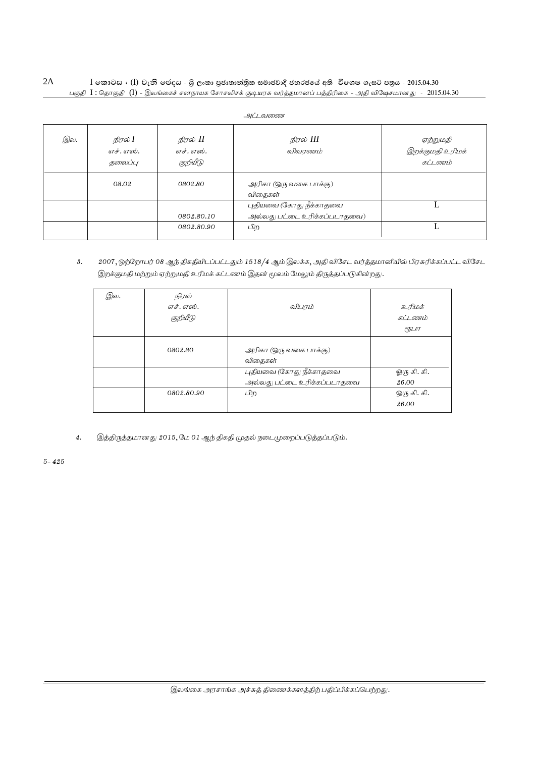அட்டவணை

| இல. | நிரல் I எச். எஸ். தலைப்பு | நிரல் II எச். எஸ். குறியீடு | நிரல் III விவரணம் | ஏற்றுமதி இறக்குமதி உரிமக் கட்டணம் |
|---|---|---|---|---|
| | 08.02 | 0802.80 | அரிகா (ஒரு வகை பாக்கு) விதைகள் | |
| | | 0802.80.10 | புதியவை (கோது நீக்காதவை அல்லது பட்டை உரிக்கப்படாதவை) | L |
| | | 0802.80.90 | பிற | L |

3. 2007, ஒற்றோபர் 08 ஆந் திகதியிடப்பட்டதும் 1518/4 ஆம் இலக்க, அதி விசேட வர்த்தமானியில் பிரசுரிக்கப்பட்ட விசேட இறக்குமதி மற்றும் ஏற்றுமதி உரிமக் கட்டணம் இதன் மூலம் மேலும் திருத்தப்படுகின்றது.

| இல. | நிரல் எச். எஸ். குறியீடு | விபரம் | உரிமக் கட்டணம் ரூபா |
|---|---|---|---|
| | 0802.80 | அரிகா (ஒரு வகை பாக்கு) விதைகள் | |
| | | புதியவை (கோது நீக்காதவை அல்லது பட்டை உரிக்கப்படாதவை | ஒரு கி. கி. 26.00 |
| | 0802.80.90 | பிற | ஒரு கி. கி. 26.00 |

4. இத்திருத்தமானது 2015, மே 01 ஆந் திகதி முதல் நடைமுறைப்படுத்தப்படும்.

5- 425

இலங்கை அரசாங்க அச்சுத் திணைக்களத்திற் பதிப்பிக்கப்பெற்றது.